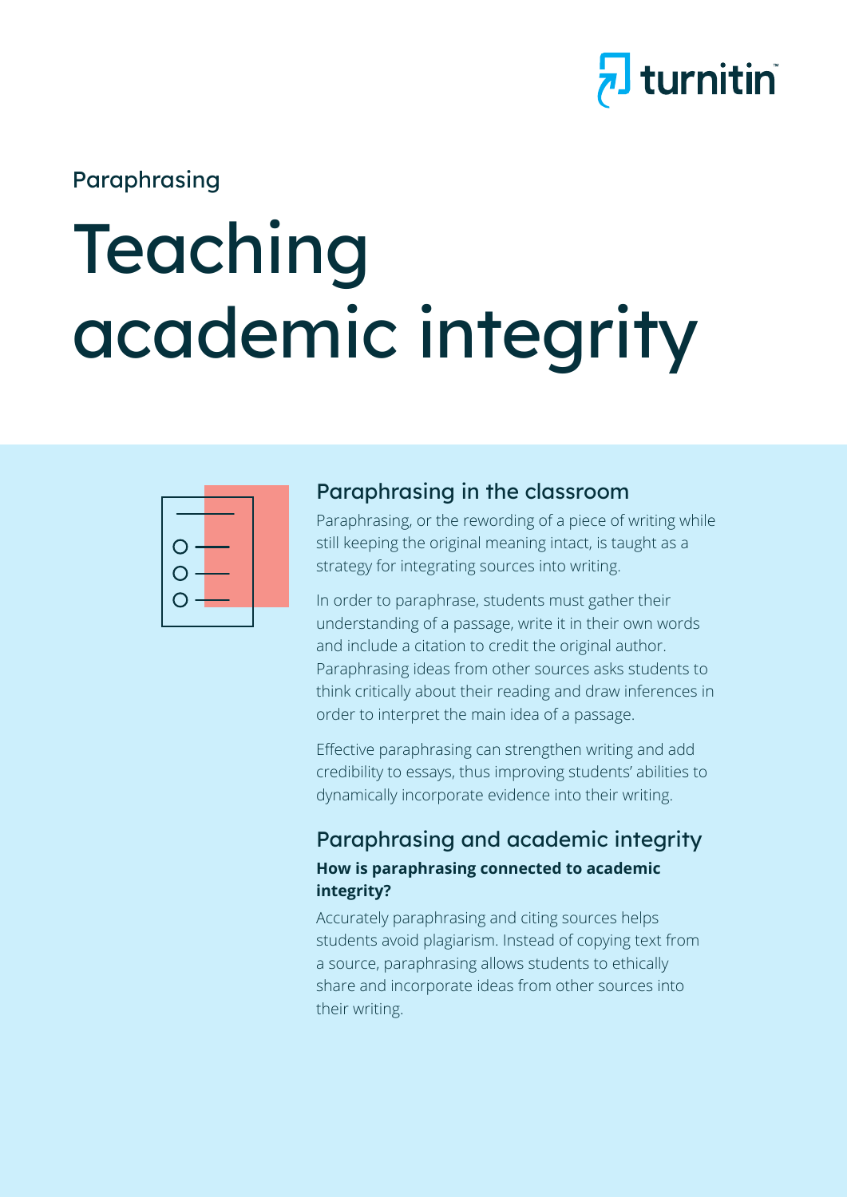Paraphrasing

# Teaching academic integrity

## Paraphrasing in the classroom

Paraphrasing, or the rewording of a piece of writing while still keeping the original meaning intact, is taught as a strategy for integrating sources into writing.

In order to paraphrase, students must gather their understanding of a passage, write it in their own words and include a citation to credit the original author. Paraphrasing ideas from other sources asks students to think critically about their reading and draw inferences in order to interpret the main idea of a passage.

Effective paraphrasing can strengthen writing and add credibility to essays, thus improving students' abilities to dynamically incorporate evidence into their writing.

## Paraphrasing and academic integrity

**How is paraphrasing connected to academic integrity?**

Accurately paraphrasing and citing sources helps students avoid plagiarism. Instead of copying text from a source, paraphrasing allows students to ethically share and incorporate ideas from other sources into their writing.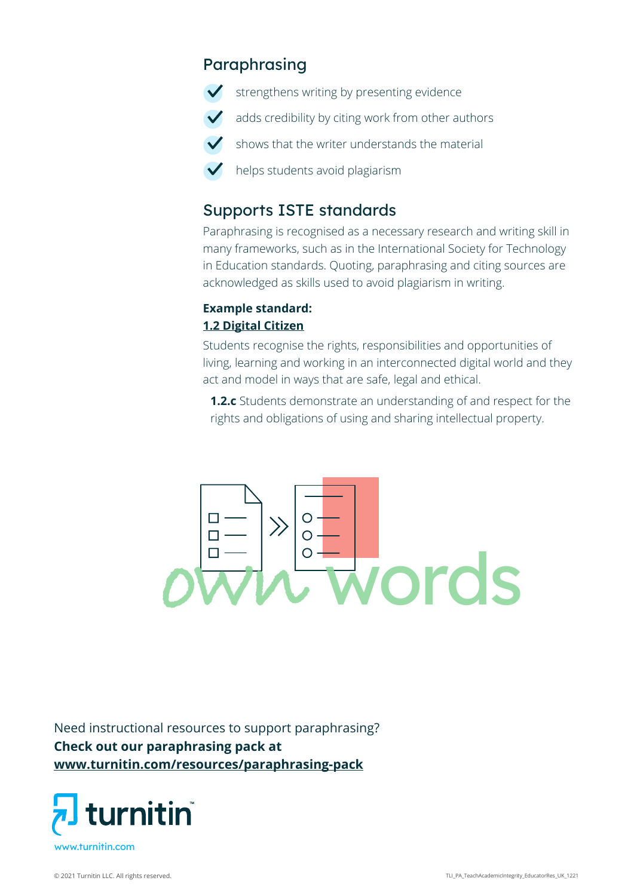## Paraphrasing

- strengthens writing by presenting evidence
- adds credibility by citing work from other authors
- shows that the writer understands the material
- helps students avoid plagiarism

## Supports ISTE standards

Paraphrasing is recognised as a necessary research and writing skill in many frameworks, such as in the International Society for Technology in Education standards. Quoting, paraphrasing and citing sources are acknowledged as skills used to avoid plagiarism in writing.

**Example standard:**
**1.2 Digital Citizen**

Students recognise the rights, responsibilities and opportunities of living, learning and working in an interconnected digital world and they act and model in ways that are safe, legal and ethical.

**1.2.c** Students demonstrate an understanding of and respect for the rights and obligations of using and sharing intellectual property.

own words

Need instructional resources to support paraphrasing?
**Check out our paraphrasing pack at**
**www.turnitin.com/resources/paraphrasing-pack**

turnitin

www.turnitin.com

© 2021 Turnitin LLC. All rights reserved.

TLI_PA_TeachAcademicIntegrity_EducatorRes_UK_1221